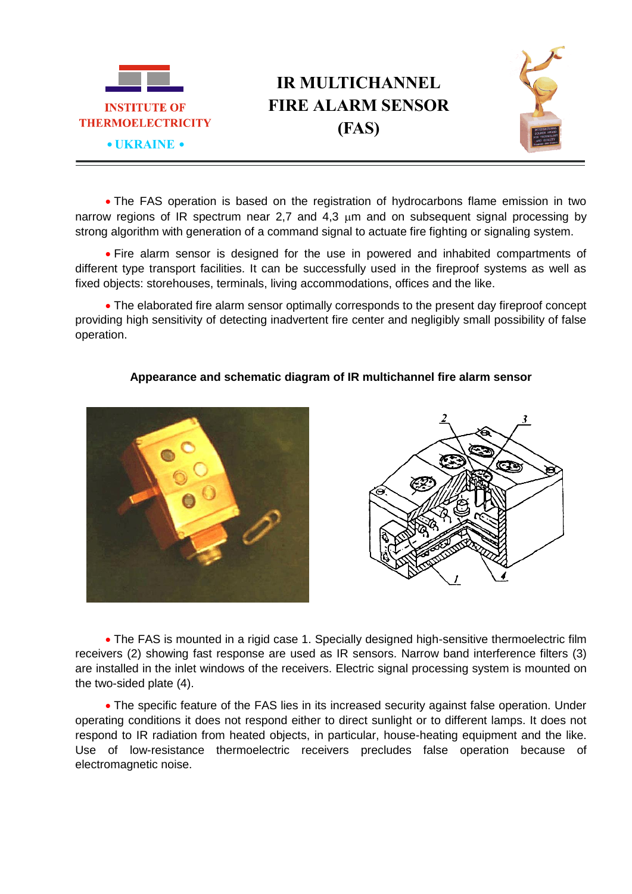INSTITUTE OF THERMOELECTRICITY

• UKRAINE •

# IR MULTICHANNEL FIRE ALARM SENSOR (FAS)

- The FAS operation is based on the registration of hydrocarbons flame emission in two narrow regions of IR spectrum near 2,7 and 4,3 μm and on subsequent signal processing by strong algorithm with generation of a command signal to actuate fire fighting or signaling system.

- Fire alarm sensor is designed for the use in powered and inhabited compartments of different type transport facilities. It can be successfully used in the fireproof systems as well as fixed objects: storehouses, terminals, living accommodations, offices and the like.

- The elaborated fire alarm sensor optimally corresponds to the present day fireproof concept providing high sensitivity of detecting inadvertent fire center and negligibly small possibility of false operation.

**Appearance and schematic diagram of IR multichannel fire alarm sensor**

- The FAS is mounted in a rigid case 1. Specially designed high-sensitive thermoelectric film receivers (2) showing fast response are used as IR sensors. Narrow band interference filters (3) are installed in the inlet windows of the receivers. Electric signal processing system is mounted on the two-sided plate (4).

- The specific feature of the FAS lies in its increased security against false operation. Under operating conditions it does not respond either to direct sunlight or to different lamps. It does not respond to IR radiation from heated objects, in particular, house-heating equipment and the like. Use of low-resistance thermoelectric receivers precludes false operation because of electromagnetic noise.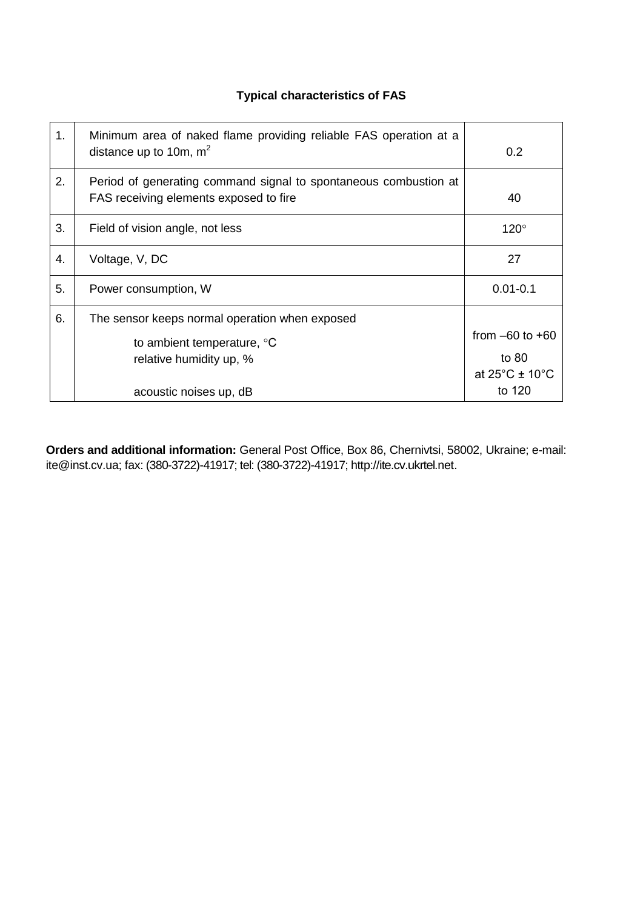**Typical characteristics of FAS**

| | | |
|---|---|---|
| 1. | Minimum area of naked flame providing reliable FAS operation at a distance up to 10m, $m^2$ | 0.2 |
| 2. | Period of generating command signal to spontaneous combustion at FAS receiving elements exposed to fire | 40 |
| 3. | Field of vision angle, not less | 120° |
| 4. | Voltage, V, DC | 27 |
| 5. | Power consumption, W | 0.01-0.1 |
| 6. | The sensor keeps normal operation when exposed<br>to ambient temperature, °C<br>relative humidity up, %<br><br>acoustic noises up, dB | from –60 to +60<br>to 80<br>at 25°C ± 10°C<br>to 120 |

**Orders and additional information:** General Post Office, Box 86, Chernivtsi, 58002, Ukraine; e-mail: ite@inst.cv.ua; fax: (380-3722)-41917; tel: (380-3722)-41917; http://ite.cv.ukrtel.net.